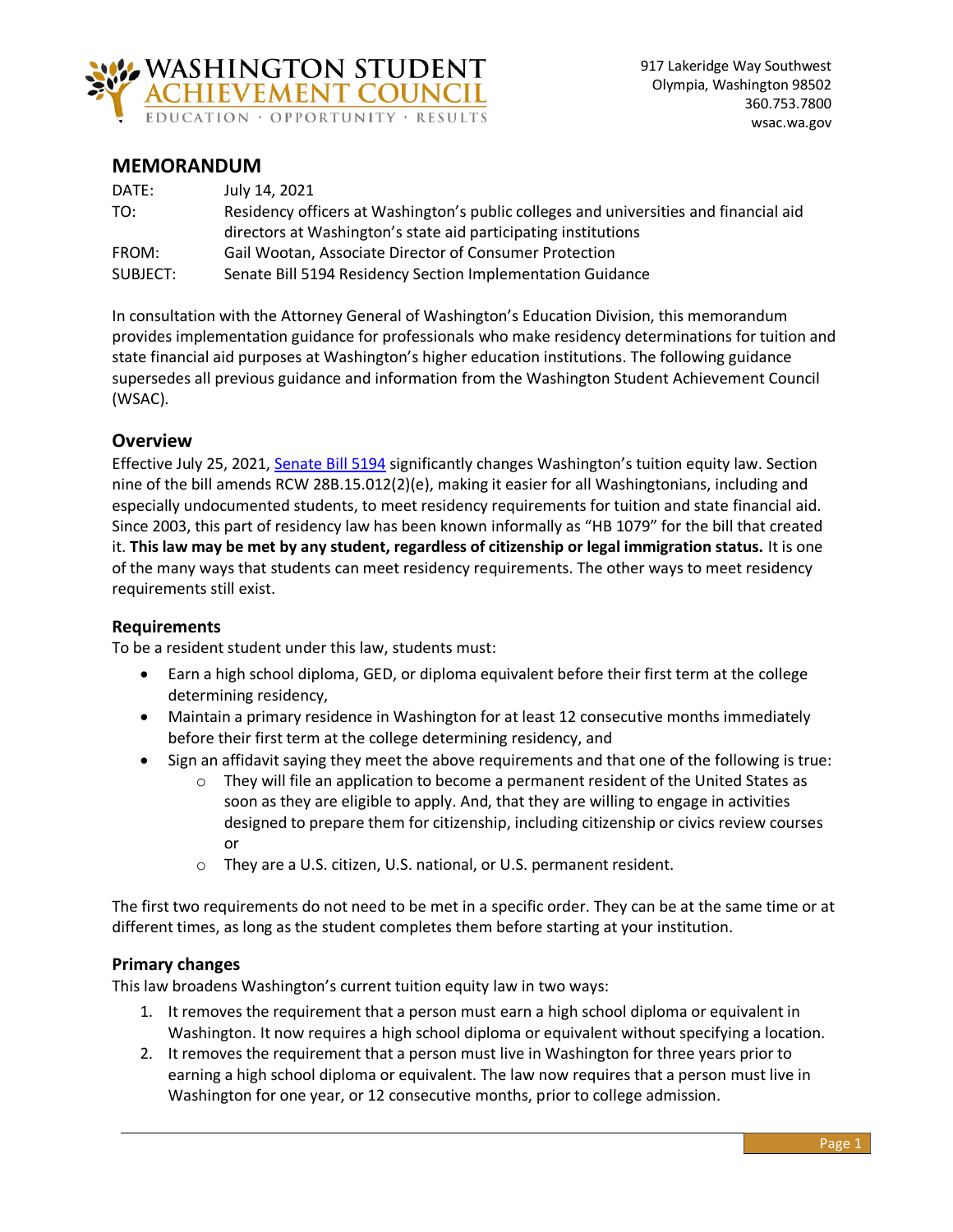WASHINGTON STUDENT ACHIEVEMENT COUNCIL
EDUCATION · OPPORTUNITY · RESULTS

917 Lakeridge Way Southwest
Olympia, Washington 98502
360.753.7800
wsac.wa.gov

## MEMORANDUM

DATE: July 14, 2021

TO: Residency officers at Washington's public colleges and universities and financial aid directors at Washington's state aid participating institutions

FROM: Gail Wootan, Associate Director of Consumer Protection

SUBJECT: Senate Bill 5194 Residency Section Implementation Guidance

In consultation with the Attorney General of Washington's Education Division, this memorandum provides implementation guidance for professionals who make residency determinations for tuition and state financial aid purposes at Washington's higher education institutions. The following guidance supersedes all previous guidance and information from the Washington Student Achievement Council (WSAC).

### Overview

Effective July 25, 2021, Senate Bill 5194 significantly changes Washington's tuition equity law. Section nine of the bill amends RCW 28B.15.012(2)(e), making it easier for all Washingtonians, including and especially undocumented students, to meet residency requirements for tuition and state financial aid. Since 2003, this part of residency law has been known informally as "HB 1079" for the bill that created it. **This law may be met by any student, regardless of citizenship or legal immigration status.** It is one of the many ways that students can meet residency requirements. The other ways to meet residency requirements still exist.

### Requirements

To be a resident student under this law, students must:

- Earn a high school diploma, GED, or diploma equivalent before their first term at the college determining residency,
- Maintain a primary residence in Washington for at least 12 consecutive months immediately before their first term at the college determining residency, and
- Sign an affidavit saying they meet the above requirements and that one of the following is true:
  - They will file an application to become a permanent resident of the United States as soon as they are eligible to apply. And, that they are willing to engage in activities designed to prepare them for citizenship, including citizenship or civics review courses or
  - They are a U.S. citizen, U.S. national, or U.S. permanent resident.

The first two requirements do not need to be met in a specific order. They can be at the same time or at different times, as long as the student completes them before starting at your institution.

### Primary changes

This law broadens Washington's current tuition equity law in two ways:

1. It removes the requirement that a person must earn a high school diploma or equivalent in Washington. It now requires a high school diploma or equivalent without specifying a location.
2. It removes the requirement that a person must live in Washington for three years prior to earning a high school diploma or equivalent. The law now requires that a person must live in Washington for one year, or 12 consecutive months, prior to college admission.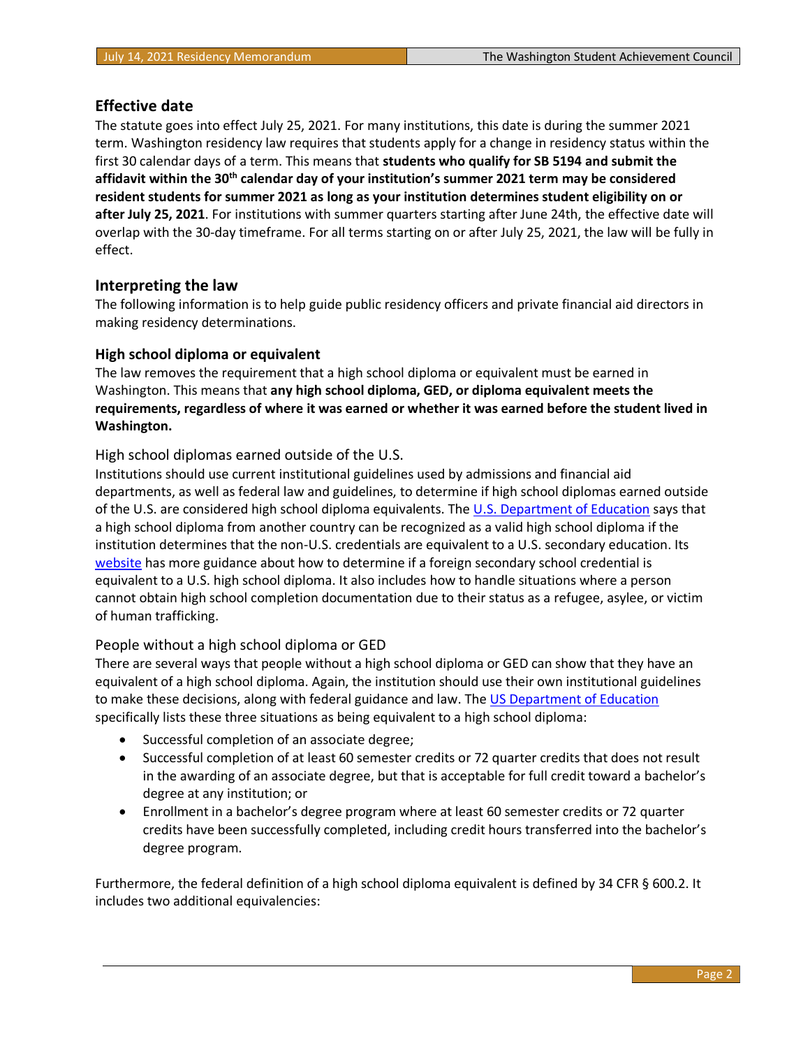## Effective date

The statute goes into effect July 25, 2021. For many institutions, this date is during the summer 2021 term. Washington residency law requires that students apply for a change in residency status within the first 30 calendar days of a term. This means that **students who qualify for SB 5194 and submit the affidavit within the 30th calendar day of your institution's summer 2021 term may be considered resident students for summer 2021 as long as your institution determines student eligibility on or after July 25, 2021**. For institutions with summer quarters starting after June 24th, the effective date will overlap with the 30-day timeframe. For all terms starting on or after July 25, 2021, the law will be fully in effect.

## Interpreting the law

The following information is to help guide public residency officers and private financial aid directors in making residency determinations.

### High school diploma or equivalent

The law removes the requirement that a high school diploma or equivalent must be earned in Washington. This means that **any high school diploma, GED, or diploma equivalent meets the requirements, regardless of where it was earned or whether it was earned before the student lived in Washington.**

#### High school diplomas earned outside of the U.S.

Institutions should use current institutional guidelines used by admissions and financial aid departments, as well as federal law and guidelines, to determine if high school diplomas earned outside of the U.S. are considered high school diploma equivalents. The U.S. Department of Education says that a high school diploma from another country can be recognized as a valid high school diploma if the institution determines that the non-U.S. credentials are equivalent to a U.S. secondary education. Its website has more guidance about how to determine if a foreign secondary school credential is equivalent to a U.S. high school diploma. It also includes how to handle situations where a person cannot obtain high school completion documentation due to their status as a refugee, asylee, or victim of human trafficking.

#### People without a high school diploma or GED

There are several ways that people without a high school diploma or GED can show that they have an equivalent of a high school diploma. Again, the institution should use their own institutional guidelines to make these decisions, along with federal guidance and law. The US Department of Education specifically lists these three situations as being equivalent to a high school diploma:

- Successful completion of an associate degree;
- Successful completion of at least 60 semester credits or 72 quarter credits that does not result in the awarding of an associate degree, but that is acceptable for full credit toward a bachelor's degree at any institution; or
- Enrollment in a bachelor's degree program where at least 60 semester credits or 72 quarter credits have been successfully completed, including credit hours transferred into the bachelor's degree program.

Furthermore, the federal definition of a high school diploma equivalent is defined by 34 CFR § 600.2. It includes two additional equivalencies: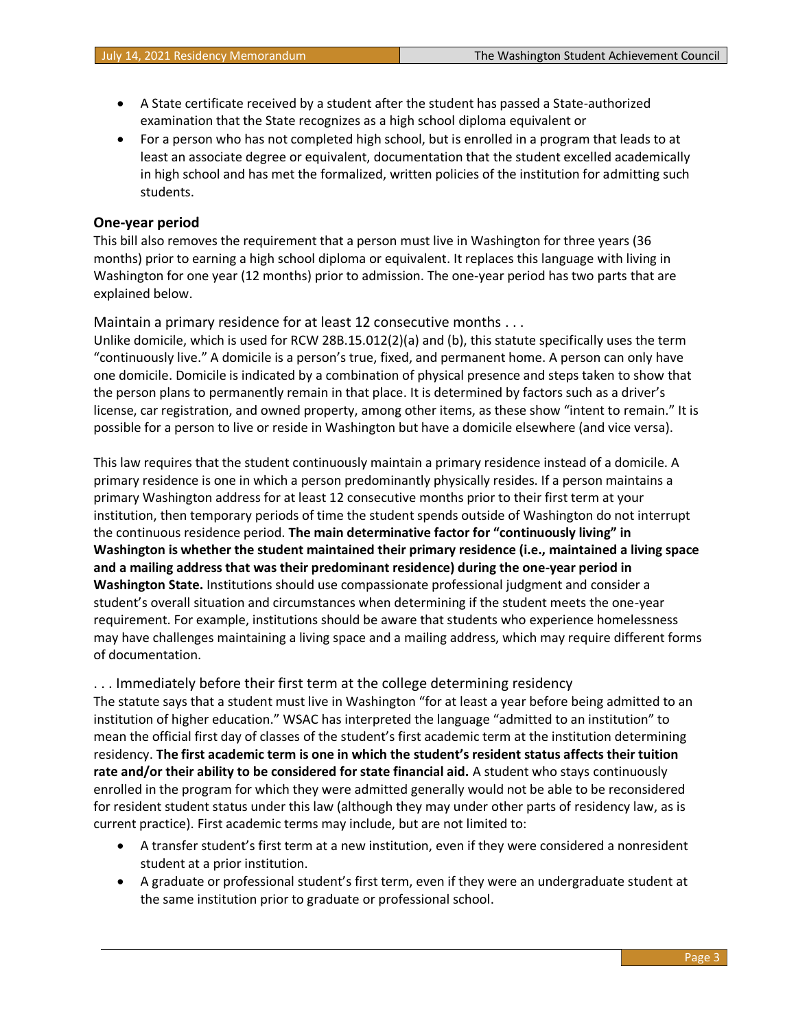- A State certificate received by a student after the student has passed a State-authorized examination that the State recognizes as a high school diploma equivalent or
- For a person who has not completed high school, but is enrolled in a program that leads to at least an associate degree or equivalent, documentation that the student excelled academically in high school and has met the formalized, written policies of the institution for admitting such students.

### One-year period

This bill also removes the requirement that a person must live in Washington for three years (36 months) prior to earning a high school diploma or equivalent. It replaces this language with living in Washington for one year (12 months) prior to admission. The one-year period has two parts that are explained below.

#### Maintain a primary residence for at least 12 consecutive months . . .

Unlike domicile, which is used for RCW 28B.15.012(2)(a) and (b), this statute specifically uses the term "continuously live." A domicile is a person's true, fixed, and permanent home. A person can only have one domicile. Domicile is indicated by a combination of physical presence and steps taken to show that the person plans to permanently remain in that place. It is determined by factors such as a driver's license, car registration, and owned property, among other items, as these show "intent to remain." It is possible for a person to live or reside in Washington but have a domicile elsewhere (and vice versa).

This law requires that the student continuously maintain a primary residence instead of a domicile. A primary residence is one in which a person predominantly physically resides. If a person maintains a primary Washington address for at least 12 consecutive months prior to their first term at your institution, then temporary periods of time the student spends outside of Washington do not interrupt the continuous residence period. **The main determinative factor for "continuously living" in Washington is whether the student maintained their primary residence (i.e., maintained a living space and a mailing address that was their predominant residence) during the one-year period in Washington State.** Institutions should use compassionate professional judgment and consider a student's overall situation and circumstances when determining if the student meets the one-year requirement. For example, institutions should be aware that students who experience homelessness may have challenges maintaining a living space and a mailing address, which may require different forms of documentation.

#### . . . Immediately before their first term at the college determining residency

The statute says that a student must live in Washington "for at least a year before being admitted to an institution of higher education." WSAC has interpreted the language "admitted to an institution" to mean the official first day of classes of the student's first academic term at the institution determining residency. **The first academic term is one in which the student's resident status affects their tuition rate and/or their ability to be considered for state financial aid.** A student who stays continuously enrolled in the program for which they were admitted generally would not be able to be reconsidered for resident student status under this law (although they may under other parts of residency law, as is current practice). First academic terms may include, but are not limited to:

- A transfer student's first term at a new institution, even if they were considered a nonresident student at a prior institution.
- A graduate or professional student's first term, even if they were an undergraduate student at the same institution prior to graduate or professional school.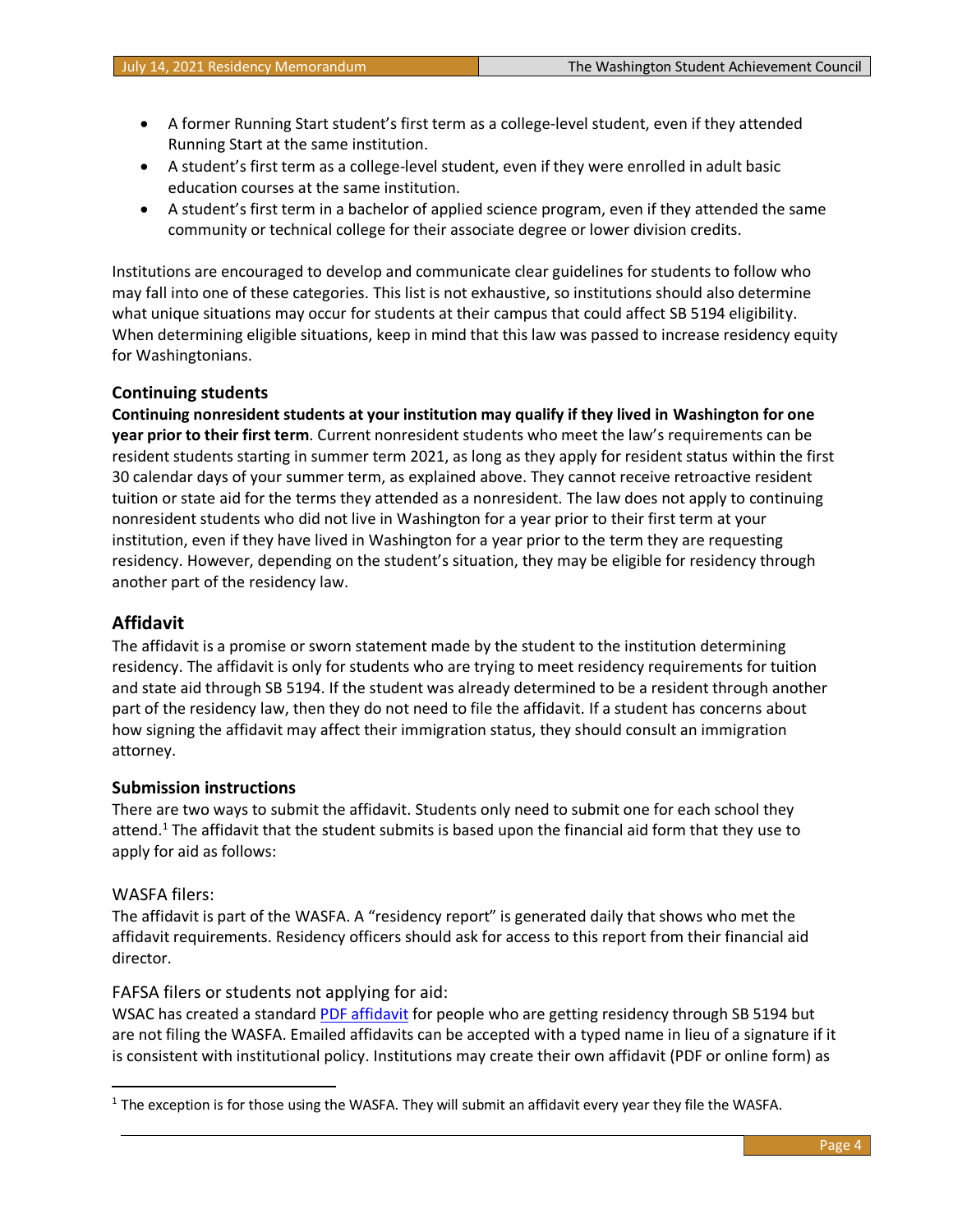- A former Running Start student's first term as a college-level student, even if they attended Running Start at the same institution.
- A student's first term as a college-level student, even if they were enrolled in adult basic education courses at the same institution.
- A student's first term in a bachelor of applied science program, even if they attended the same community or technical college for their associate degree or lower division credits.

Institutions are encouraged to develop and communicate clear guidelines for students to follow who may fall into one of these categories. This list is not exhaustive, so institutions should also determine what unique situations may occur for students at their campus that could affect SB 5194 eligibility. When determining eligible situations, keep in mind that this law was passed to increase residency equity for Washingtonians.

### Continuing students

**Continuing nonresident students at your institution may qualify if they lived in Washington for one year prior to their first term**. Current nonresident students who meet the law's requirements can be resident students starting in summer term 2021, as long as they apply for resident status within the first 30 calendar days of your summer term, as explained above. They cannot receive retroactive resident tuition or state aid for the terms they attended as a nonresident. The law does not apply to continuing nonresident students who did not live in Washington for a year prior to their first term at your institution, even if they have lived in Washington for a year prior to the term they are requesting residency. However, depending on the student's situation, they may be eligible for residency through another part of the residency law.

## Affidavit

The affidavit is a promise or sworn statement made by the student to the institution determining residency. The affidavit is only for students who are trying to meet residency requirements for tuition and state aid through SB 5194. If the student was already determined to be a resident through another part of the residency law, then they do not need to file the affidavit. If a student has concerns about how signing the affidavit may affect their immigration status, they should consult an immigration attorney.

### Submission instructions

There are two ways to submit the affidavit. Students only need to submit one for each school they attend.[1] The affidavit that the student submits is based upon the financial aid form that they use to apply for aid as follows:

#### WASFA filers:

The affidavit is part of the WASFA. A "residency report" is generated daily that shows who met the affidavit requirements. Residency officers should ask for access to this report from their financial aid director.

#### FAFSA filers or students not applying for aid:

WSAC has created a standard PDF affidavit for people who are getting residency through SB 5194 but are not filing the WASFA. Emailed affidavits can be accepted with a typed name in lieu of a signature if it is consistent with institutional policy. Institutions may create their own affidavit (PDF or online form) as

---

[1] The exception is for those using the WASFA. They will submit an affidavit every year they file the WASFA.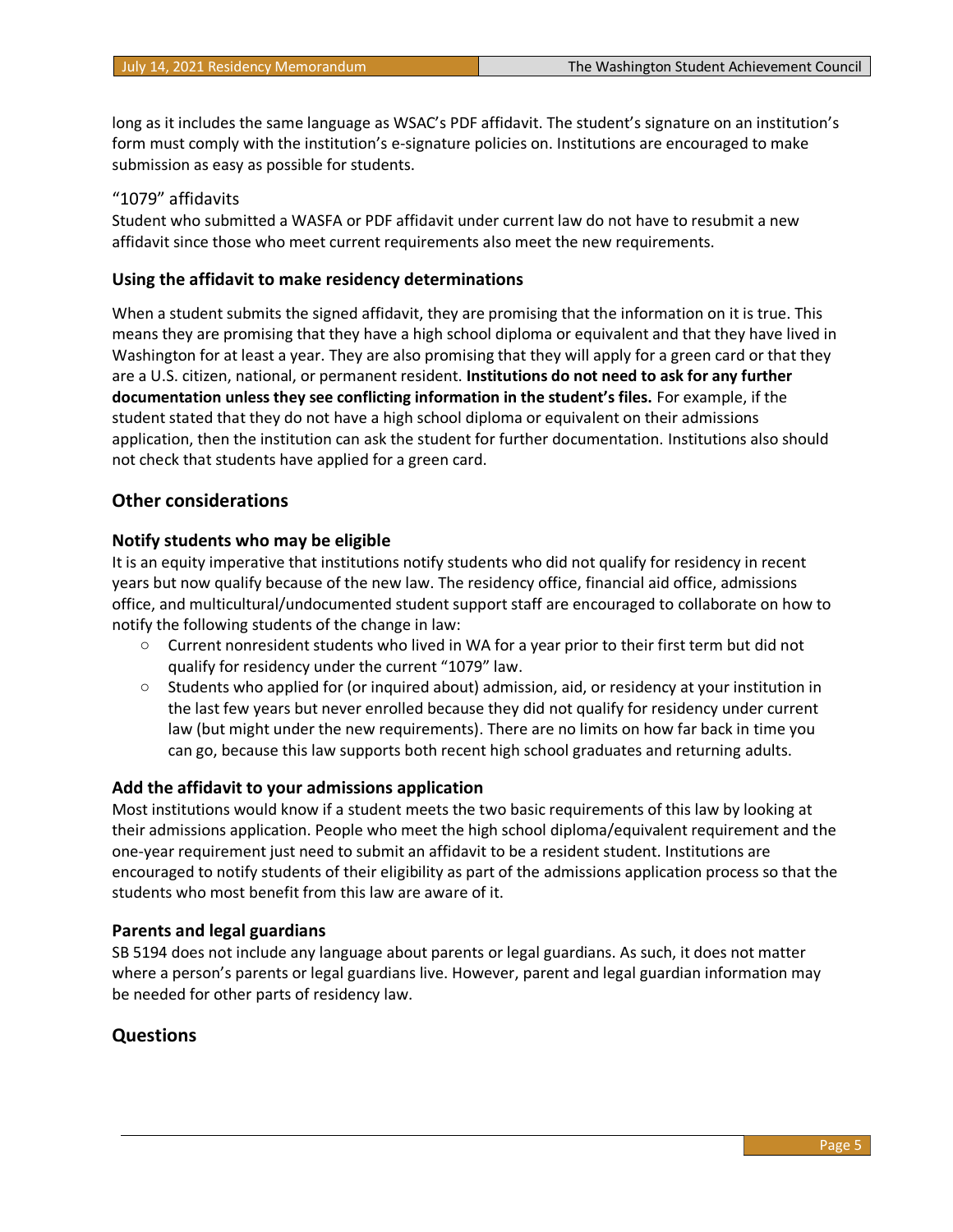long as it includes the same language as WSAC's PDF affidavit. The student's signature on an institution's form must comply with the institution's e-signature policies on. Institutions are encouraged to make submission as easy as possible for students.

"1079" affidavits

Student who submitted a WASFA or PDF affidavit under current law do not have to resubmit a new affidavit since those who meet current requirements also meet the new requirements.

### Using the affidavit to make residency determinations

When a student submits the signed affidavit, they are promising that the information on it is true. This means they are promising that they have a high school diploma or equivalent and that they have lived in Washington for at least a year. They are also promising that they will apply for a green card or that they are a U.S. citizen, national, or permanent resident. **Institutions do not need to ask for any further documentation unless they see conflicting information in the student's files.** For example, if the student stated that they do not have a high school diploma or equivalent on their admissions application, then the institution can ask the student for further documentation. Institutions also should not check that students have applied for a green card.

## Other considerations

### Notify students who may be eligible

It is an equity imperative that institutions notify students who did not qualify for residency in recent years but now qualify because of the new law. The residency office, financial aid office, admissions office, and multicultural/undocumented student support staff are encouraged to collaborate on how to notify the following students of the change in law:

- Current nonresident students who lived in WA for a year prior to their first term but did not qualify for residency under the current "1079" law.
- Students who applied for (or inquired about) admission, aid, or residency at your institution in the last few years but never enrolled because they did not qualify for residency under current law (but might under the new requirements). There are no limits on how far back in time you can go, because this law supports both recent high school graduates and returning adults.

### Add the affidavit to your admissions application

Most institutions would know if a student meets the two basic requirements of this law by looking at their admissions application. People who meet the high school diploma/equivalent requirement and the one-year requirement just need to submit an affidavit to be a resident student. Institutions are encouraged to notify students of their eligibility as part of the admissions application process so that the students who most benefit from this law are aware of it.

### Parents and legal guardians

SB 5194 does not include any language about parents or legal guardians. As such, it does not matter where a person's parents or legal guardians live. However, parent and legal guardian information may be needed for other parts of residency law.

## Questions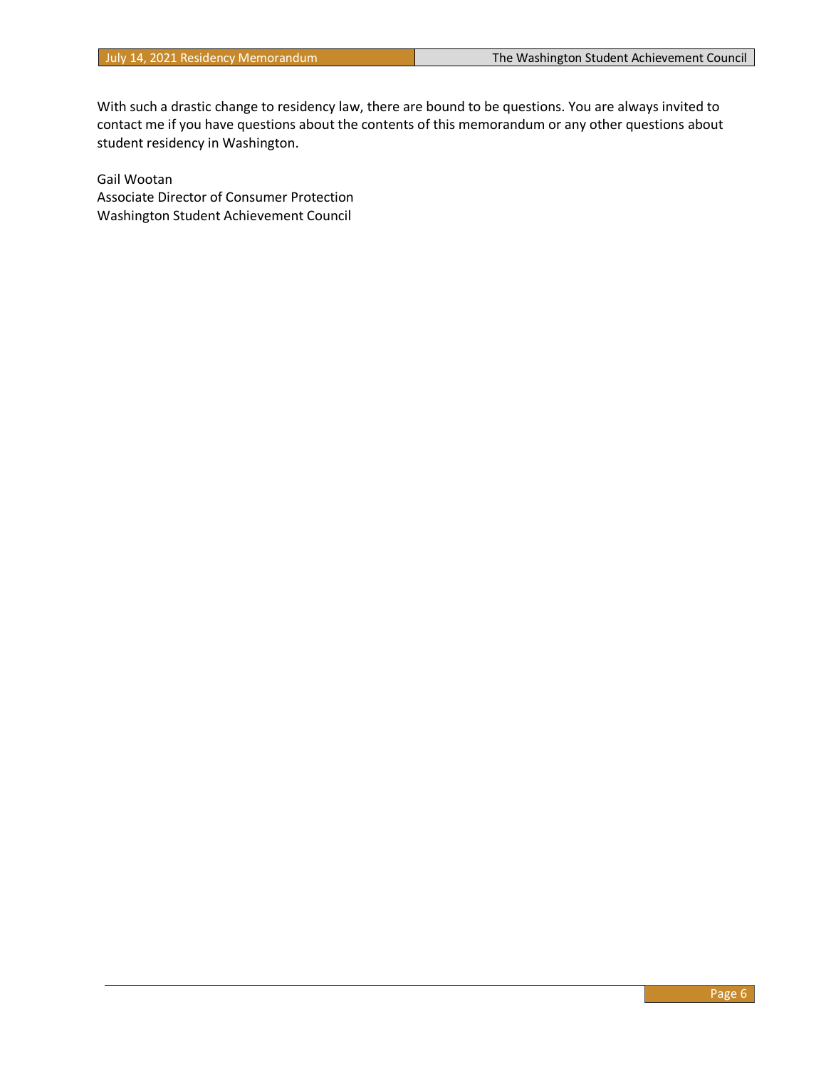With such a drastic change to residency law, there are bound to be questions. You are always invited to contact me if you have questions about the contents of this memorandum or any other questions about student residency in Washington.

Gail Wootan
Associate Director of Consumer Protection
Washington Student Achievement Council